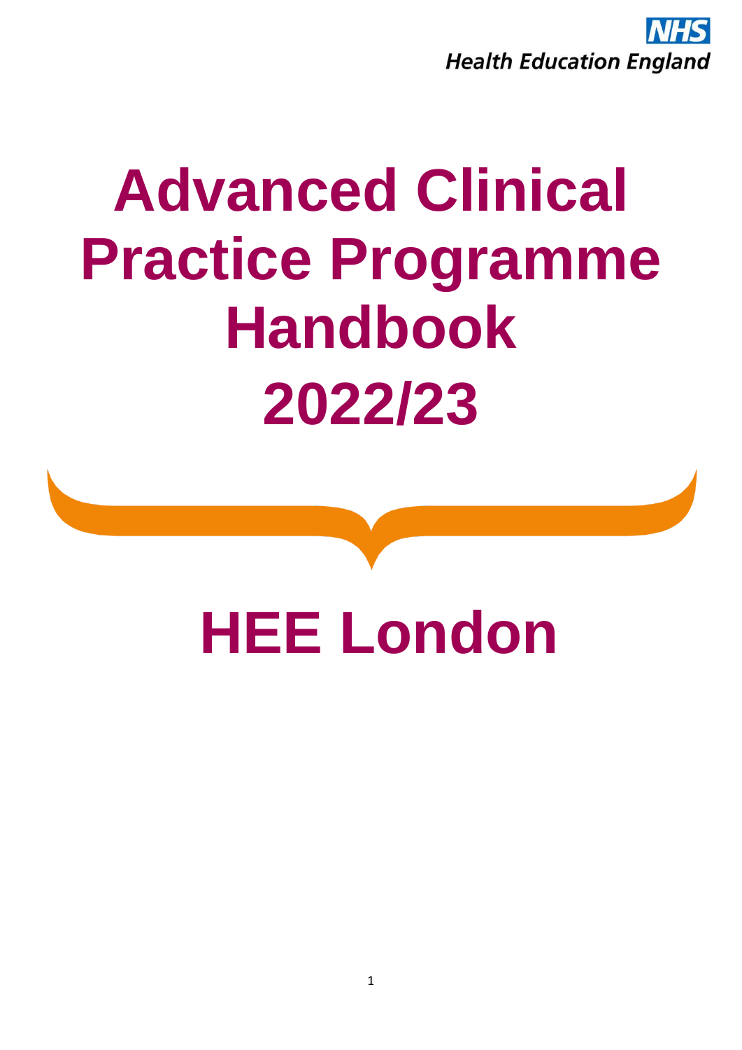NHS
Health Education England

# Advanced Clinical Practice Programme Handbook 2022/23

# HEE London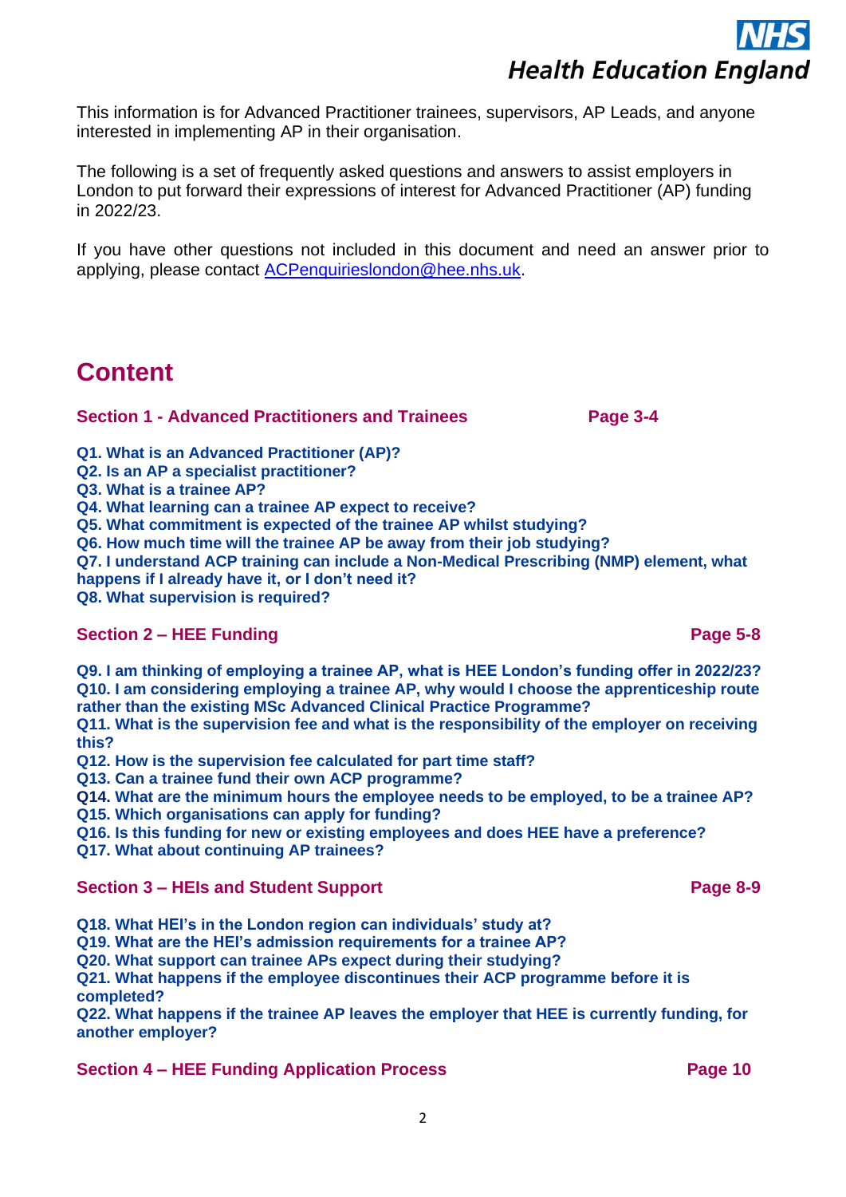This information is for Advanced Practitioner trainees, supervisors, AP Leads, and anyone interested in implementing AP in their organisation.

The following is a set of frequently asked questions and answers to assist employers in London to put forward their expressions of interest for Advanced Practitioner (AP) funding in 2022/23.

If you have other questions not included in this document and need an answer prior to applying, please contact ACPenquirieslondon@hee.nhs.uk.

# Content

## Section 1 - Advanced Practitioners and Trainees — Page 3-4

**Q1. What is an Advanced Practitioner (AP)?**
**Q2. Is an AP a specialist practitioner?**
**Q3. What is a trainee AP?**
**Q4. What learning can a trainee AP expect to receive?**
**Q5. What commitment is expected of the trainee AP whilst studying?**
**Q6. How much time will the trainee AP be away from their job studying?**
**Q7. I understand ACP training can include a Non-Medical Prescribing (NMP) element, what happens if I already have it, or I don't need it?**
**Q8. What supervision is required?**

## Section 2 – HEE Funding — Page 5-8

**Q9. I am thinking of employing a trainee AP, what is HEE London's funding offer in 2022/23?**
**Q10. I am considering employing a trainee AP, why would I choose the apprenticeship route rather than the existing MSc Advanced Clinical Practice Programme?**
**Q11. What is the supervision fee and what is the responsibility of the employer on receiving this?**
**Q12. How is the supervision fee calculated for part time staff?**
**Q13. Can a trainee fund their own ACP programme?**
**Q14. What are the minimum hours the employee needs to be employed, to be a trainee AP?**
**Q15. Which organisations can apply for funding?**
**Q16. Is this funding for new or existing employees and does HEE have a preference?**
**Q17. What about continuing AP trainees?**

## Section 3 – HEIs and Student Support — Page 8-9

**Q18. What HEI's in the London region can individuals' study at?**
**Q19. What are the HEI's admission requirements for a trainee AP?**
**Q20. What support can trainee APs expect during their studying?**
**Q21. What happens if the employee discontinues their ACP programme before it is completed?**
**Q22. What happens if the trainee AP leaves the employer that HEE is currently funding, for another employer?**

## Section 4 – HEE Funding Application Process — Page 10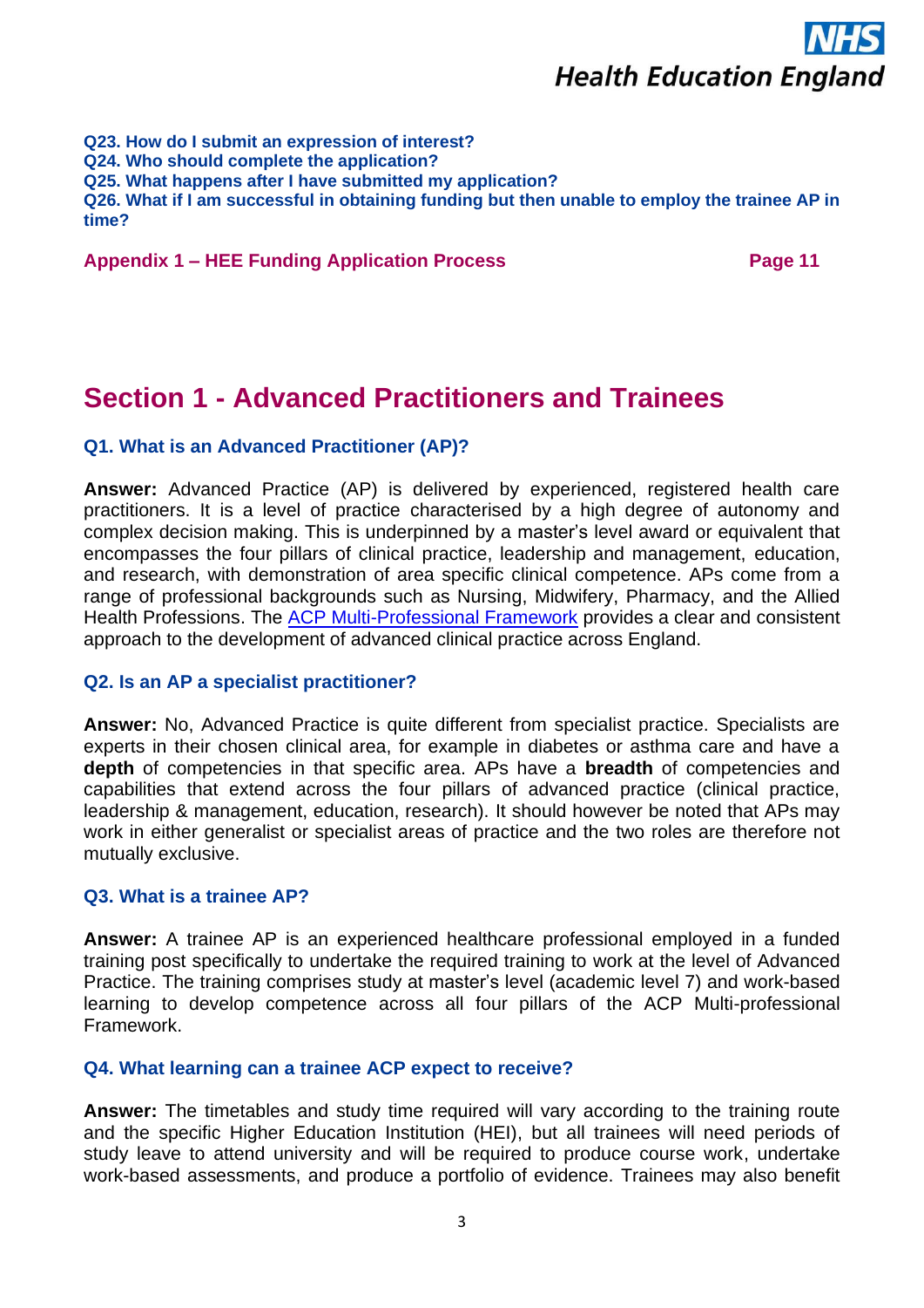**Q23. How do I submit an expression of interest?**
**Q24. Who should complete the application?**
**Q25. What happens after I have submitted my application?**
**Q26. What if I am successful in obtaining funding but then unable to employ the trainee AP in time?**

**Appendix 1 – HEE Funding Application Process** **Page 11**

# Section 1 - Advanced Practitioners and Trainees

### Q1. What is an Advanced Practitioner (AP)?

**Answer:** Advanced Practice (AP) is delivered by experienced, registered health care practitioners. It is a level of practice characterised by a high degree of autonomy and complex decision making. This is underpinned by a master's level award or equivalent that encompasses the four pillars of clinical practice, leadership and management, education, and research, with demonstration of area specific clinical competence. APs come from a range of professional backgrounds such as Nursing, Midwifery, Pharmacy, and the Allied Health Professions. The ACP Multi-Professional Framework provides a clear and consistent approach to the development of advanced clinical practice across England.

### Q2. Is an AP a specialist practitioner?

**Answer:** No, Advanced Practice is quite different from specialist practice. Specialists are experts in their chosen clinical area, for example in diabetes or asthma care and have a **depth** of competencies in that specific area. APs have a **breadth** of competencies and capabilities that extend across the four pillars of advanced practice (clinical practice, leadership & management, education, research). It should however be noted that APs may work in either generalist or specialist areas of practice and the two roles are therefore not mutually exclusive.

### Q3. What is a trainee AP?

**Answer:** A trainee AP is an experienced healthcare professional employed in a funded training post specifically to undertake the required training to work at the level of Advanced Practice. The training comprises study at master's level (academic level 7) and work-based learning to develop competence across all four pillars of the ACP Multi-professional Framework.

### Q4. What learning can a trainee ACP expect to receive?

**Answer:** The timetables and study time required will vary according to the training route and the specific Higher Education Institution (HEI), but all trainees will need periods of study leave to attend university and will be required to produce course work, undertake work-based assessments, and produce a portfolio of evidence. Trainees may also benefit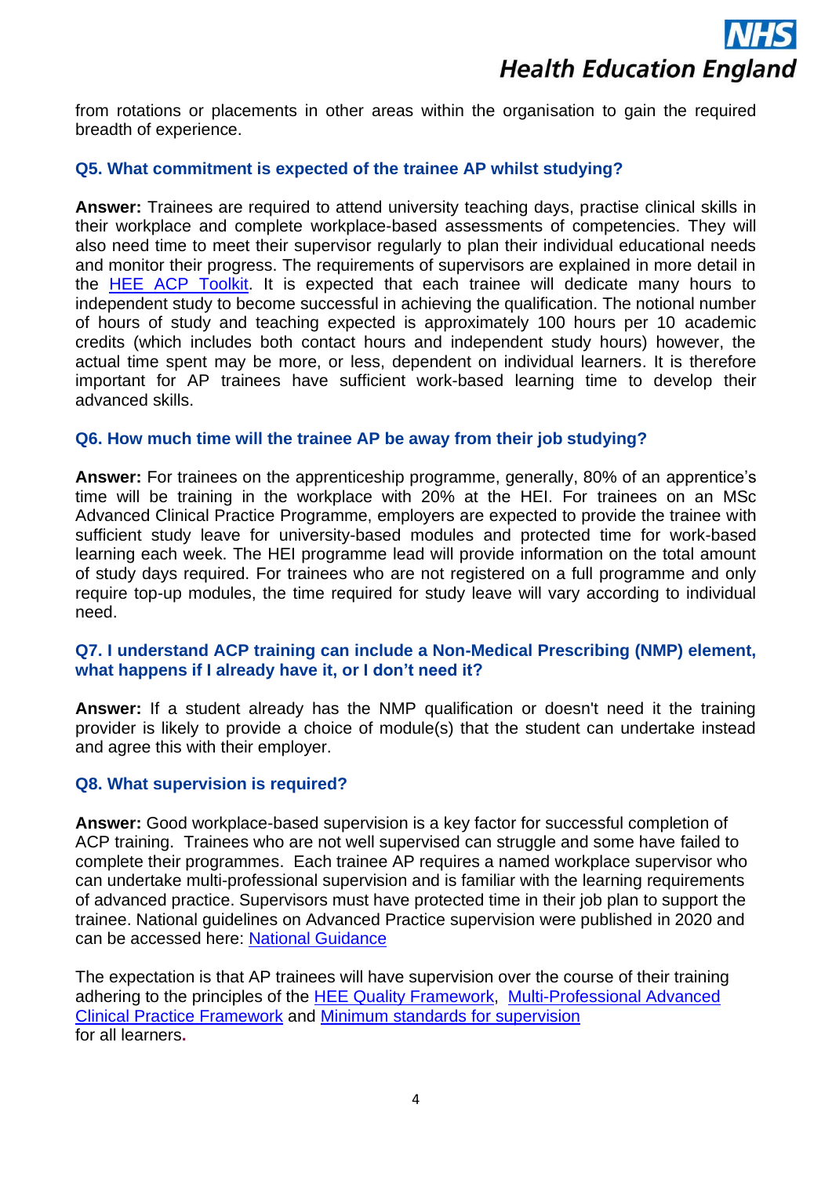from rotations or placements in other areas within the organisation to gain the required breadth of experience.

### Q5. What commitment is expected of the trainee AP whilst studying?

**Answer:** Trainees are required to attend university teaching days, practise clinical skills in their workplace and complete workplace-based assessments of competencies. They will also need time to meet their supervisor regularly to plan their individual educational needs and monitor their progress. The requirements of supervisors are explained in more detail in the HEE ACP Toolkit. It is expected that each trainee will dedicate many hours to independent study to become successful in achieving the qualification. The notional number of hours of study and teaching expected is approximately 100 hours per 10 academic credits (which includes both contact hours and independent study hours) however, the actual time spent may be more, or less, dependent on individual learners. It is therefore important for AP trainees have sufficient work-based learning time to develop their advanced skills.

### Q6. How much time will the trainee AP be away from their job studying?

**Answer:** For trainees on the apprenticeship programme, generally, 80% of an apprentice's time will be training in the workplace with 20% at the HEI. For trainees on an MSc Advanced Clinical Practice Programme, employers are expected to provide the trainee with sufficient study leave for university-based modules and protected time for work-based learning each week. The HEI programme lead will provide information on the total amount of study days required. For trainees who are not registered on a full programme and only require top-up modules, the time required for study leave will vary according to individual need.

### Q7. I understand ACP training can include a Non-Medical Prescribing (NMP) element, what happens if I already have it, or I don't need it?

**Answer:** If a student already has the NMP qualification or doesn't need it the training provider is likely to provide a choice of module(s) that the student can undertake instead and agree this with their employer.

### Q8. What supervision is required?

**Answer:** Good workplace-based supervision is a key factor for successful completion of ACP training. Trainees who are not well supervised can struggle and some have failed to complete their programmes. Each trainee AP requires a named workplace supervisor who can undertake multi-professional supervision and is familiar with the learning requirements of advanced practice. Supervisors must have protected time in their job plan to support the trainee. National guidelines on Advanced Practice supervision were published in 2020 and can be accessed here: National Guidance

The expectation is that AP trainees will have supervision over the course of their training adhering to the principles of the HEE Quality Framework, Multi-Professional Advanced Clinical Practice Framework and Minimum standards for supervision for all learners**.**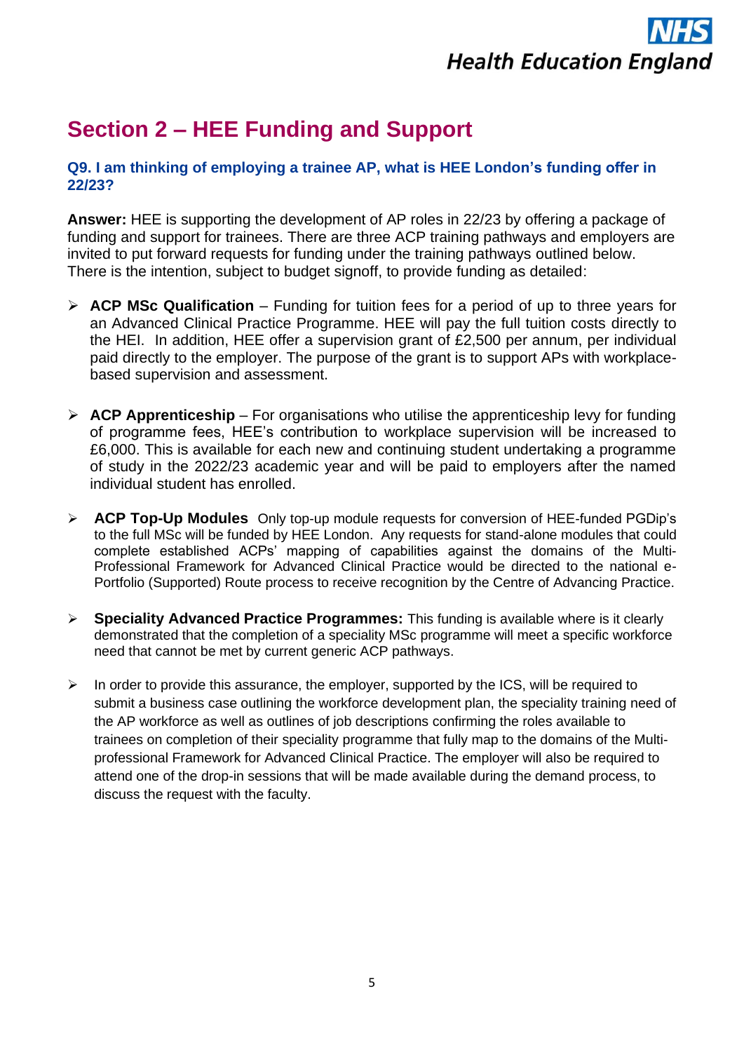## Section 2 – HEE Funding and Support

### Q9. I am thinking of employing a trainee AP, what is HEE London's funding offer in 22/23?

**Answer:** HEE is supporting the development of AP roles in 22/23 by offering a package of funding and support for trainees. There are three ACP training pathways and employers are invited to put forward requests for funding under the training pathways outlined below. There is the intention, subject to budget signoff, to provide funding as detailed:

- **ACP MSc Qualification** – Funding for tuition fees for a period of up to three years for an Advanced Clinical Practice Programme. HEE will pay the full tuition costs directly to the HEI. In addition, HEE offer a supervision grant of £2,500 per annum, per individual paid directly to the employer. The purpose of the grant is to support APs with workplace-based supervision and assessment.

- **ACP Apprenticeship** – For organisations who utilise the apprenticeship levy for funding of programme fees, HEE's contribution to workplace supervision will be increased to £6,000. This is available for each new and continuing student undertaking a programme of study in the 2022/23 academic year and will be paid to employers after the named individual student has enrolled.

- **ACP Top-Up Modules** Only top-up module requests for conversion of HEE-funded PGDip's to the full MSc will be funded by HEE London. Any requests for stand-alone modules that could complete established ACPs' mapping of capabilities against the domains of the Multi-Professional Framework for Advanced Clinical Practice would be directed to the national e-Portfolio (Supported) Route process to receive recognition by the Centre of Advancing Practice.

- **Speciality Advanced Practice Programmes:** This funding is available where is it clearly demonstrated that the completion of a speciality MSc programme will meet a specific workforce need that cannot be met by current generic ACP pathways.

- In order to provide this assurance, the employer, supported by the ICS, will be required to submit a business case outlining the workforce development plan, the speciality training need of the AP workforce as well as outlines of job descriptions confirming the roles available to trainees on completion of their speciality programme that fully map to the domains of the Multi-professional Framework for Advanced Clinical Practice. The employer will also be required to attend one of the drop-in sessions that will be made available during the demand process, to discuss the request with the faculty.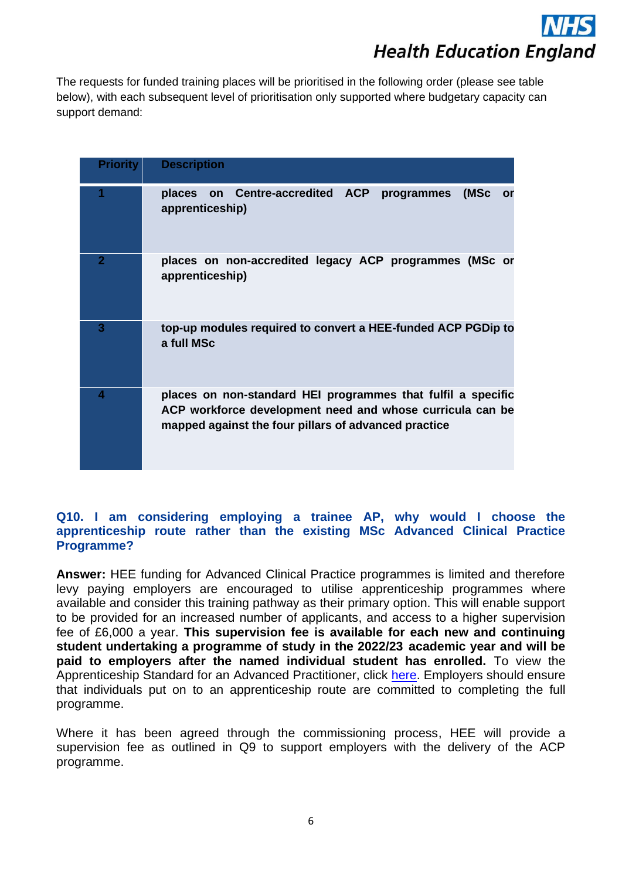The requests for funded training places will be prioritised in the following order (please see table below), with each subsequent level of prioritisation only supported where budgetary capacity can support demand:

| Priority | Description |
|---|---|
| 1 | **places on Centre-accredited ACP programmes (MSc or apprenticeship)** |
| 2 | **places on non-accredited legacy ACP programmes (MSc or apprenticeship)** |
| 3 | **top-up modules required to convert a HEE-funded ACP PGDip to a full MSc** |
| 4 | **places on non-standard HEI programmes that fulfil a specific ACP workforce development need and whose curricula can be mapped against the four pillars of advanced practice** |

### Q10. I am considering employing a trainee AP, why would I choose the apprenticeship route rather than the existing MSc Advanced Clinical Practice Programme?

**Answer:** HEE funding for Advanced Clinical Practice programmes is limited and therefore levy paying employers are encouraged to utilise apprenticeship programmes where available and consider this training pathway as their primary option. This will enable support to be provided for an increased number of applicants, and access to a higher supervision fee of £6,000 a year. **This supervision fee is available for each new and continuing student undertaking a programme of study in the 2022/23 academic year and will be paid to employers after the named individual student has enrolled.** To view the Apprenticeship Standard for an Advanced Practitioner, click here. Employers should ensure that individuals put on to an apprenticeship route are committed to completing the full programme.

Where it has been agreed through the commissioning process, HEE will provide a supervision fee as outlined in Q9 to support employers with the delivery of the ACP programme.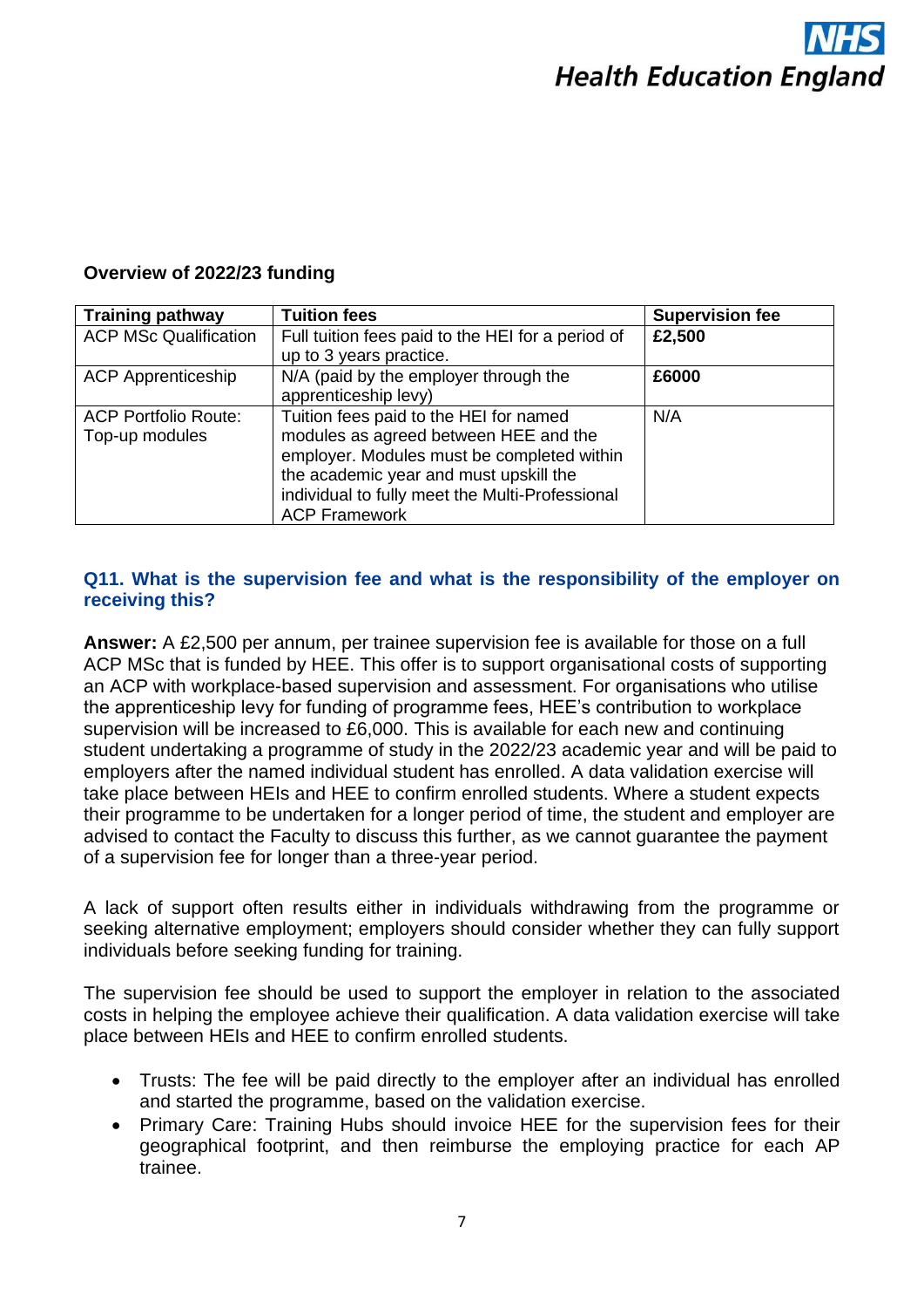**Overview of 2022/23 funding**

| Training pathway | Tuition fees | Supervision fee |
|---|---|---|
| ACP MSc Qualification | Full tuition fees paid to the HEI for a period of up to 3 years practice. | **£2,500** |
| ACP Apprenticeship | N/A (paid by the employer through the apprenticeship levy) | **£6000** |
| ACP Portfolio Route: Top-up modules | Tuition fees paid to the HEI for named modules as agreed between HEE and the employer. Modules must be completed within the academic year and must upskill the individual to fully meet the Multi-Professional ACP Framework | N/A |

### Q11. What is the supervision fee and what is the responsibility of the employer on receiving this?

**Answer:** A £2,500 per annum, per trainee supervision fee is available for those on a full ACP MSc that is funded by HEE. This offer is to support organisational costs of supporting an ACP with workplace-based supervision and assessment. For organisations who utilise the apprenticeship levy for funding of programme fees, HEE's contribution to workplace supervision will be increased to £6,000. This is available for each new and continuing student undertaking a programme of study in the 2022/23 academic year and will be paid to employers after the named individual student has enrolled. A data validation exercise will take place between HEIs and HEE to confirm enrolled students. Where a student expects their programme to be undertaken for a longer period of time, the student and employer are advised to contact the Faculty to discuss this further, as we cannot guarantee the payment of a supervision fee for longer than a three-year period.

A lack of support often results either in individuals withdrawing from the programme or seeking alternative employment; employers should consider whether they can fully support individuals before seeking funding for training.

The supervision fee should be used to support the employer in relation to the associated costs in helping the employee achieve their qualification. A data validation exercise will take place between HEIs and HEE to confirm enrolled students.

- Trusts: The fee will be paid directly to the employer after an individual has enrolled and started the programme, based on the validation exercise.
- Primary Care: Training Hubs should invoice HEE for the supervision fees for their geographical footprint, and then reimburse the employing practice for each AP trainee.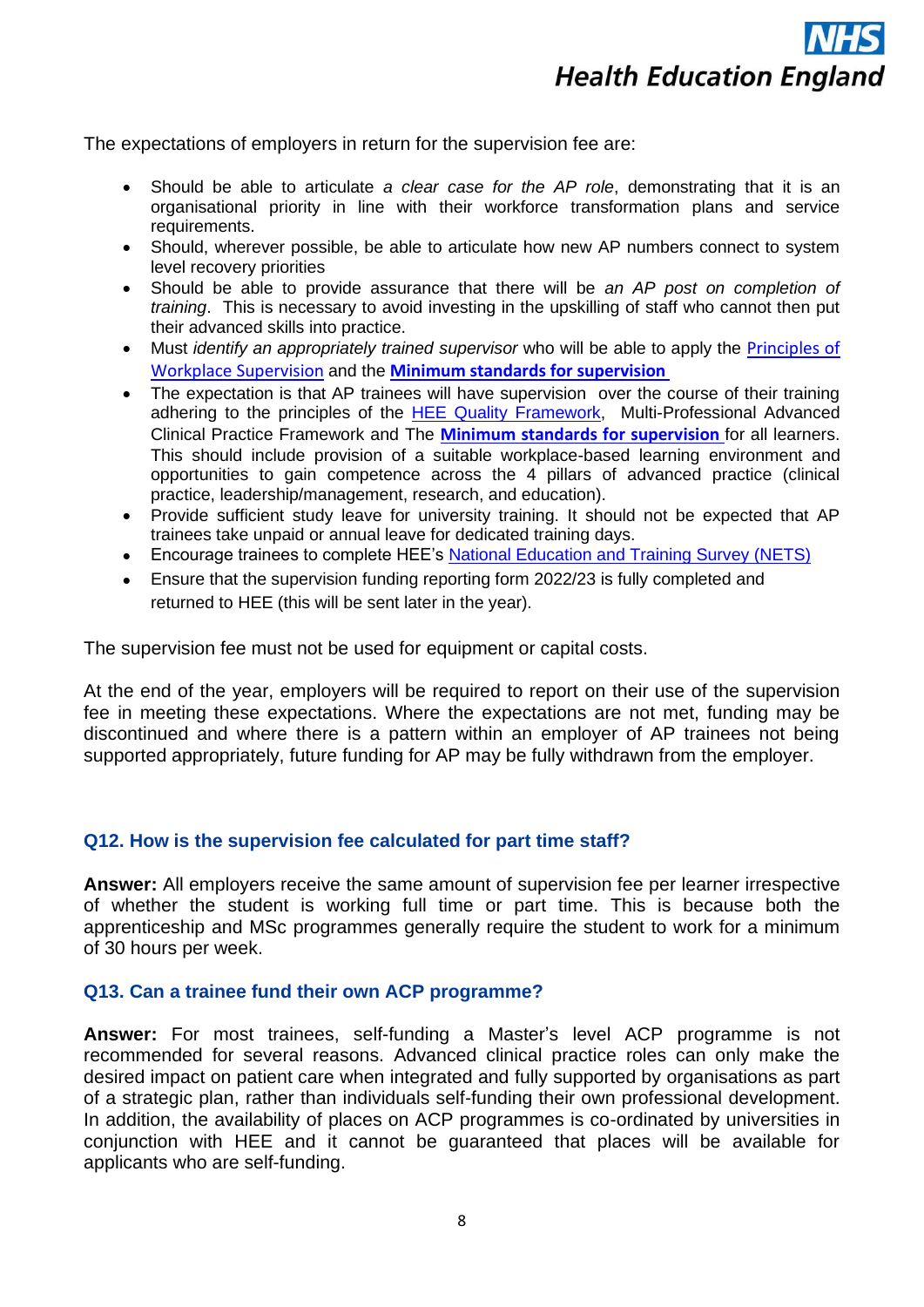The expectations of employers in return for the supervision fee are:

- Should be able to articulate *a clear case for the AP role*, demonstrating that it is an organisational priority in line with their workforce transformation plans and service requirements.
- Should, wherever possible, be able to articulate how new AP numbers connect to system level recovery priorities
- Should be able to provide assurance that there will be *an AP post on completion of training*. This is necessary to avoid investing in the upskilling of staff who cannot then put their advanced skills into practice.
- Must *identify an appropriately trained supervisor* who will be able to apply the Principles of Workplace Supervision and the **Minimum standards for supervision**
- The expectation is that AP trainees will have supervision over the course of their training adhering to the principles of the HEE Quality Framework, Multi-Professional Advanced Clinical Practice Framework and The **Minimum standards for supervision** for all learners. This should include provision of a suitable workplace-based learning environment and opportunities to gain competence across the 4 pillars of advanced practice (clinical practice, leadership/management, research, and education).
- Provide sufficient study leave for university training. It should not be expected that AP trainees take unpaid or annual leave for dedicated training days.
- Encourage trainees to complete HEE's National Education and Training Survey (NETS)
- Ensure that the supervision funding reporting form 2022/23 is fully completed and returned to HEE (this will be sent later in the year).

The supervision fee must not be used for equipment or capital costs.

At the end of the year, employers will be required to report on their use of the supervision fee in meeting these expectations. Where the expectations are not met, funding may be discontinued and where there is a pattern within an employer of AP trainees not being supported appropriately, future funding for AP may be fully withdrawn from the employer.

### Q12. How is the supervision fee calculated for part time staff?

**Answer:** All employers receive the same amount of supervision fee per learner irrespective of whether the student is working full time or part time. This is because both the apprenticeship and MSc programmes generally require the student to work for a minimum of 30 hours per week.

### Q13. Can a trainee fund their own ACP programme?

**Answer:** For most trainees, self-funding a Master's level ACP programme is not recommended for several reasons. Advanced clinical practice roles can only make the desired impact on patient care when integrated and fully supported by organisations as part of a strategic plan, rather than individuals self-funding their own professional development. In addition, the availability of places on ACP programmes is co-ordinated by universities in conjunction with HEE and it cannot be guaranteed that places will be available for applicants who are self-funding.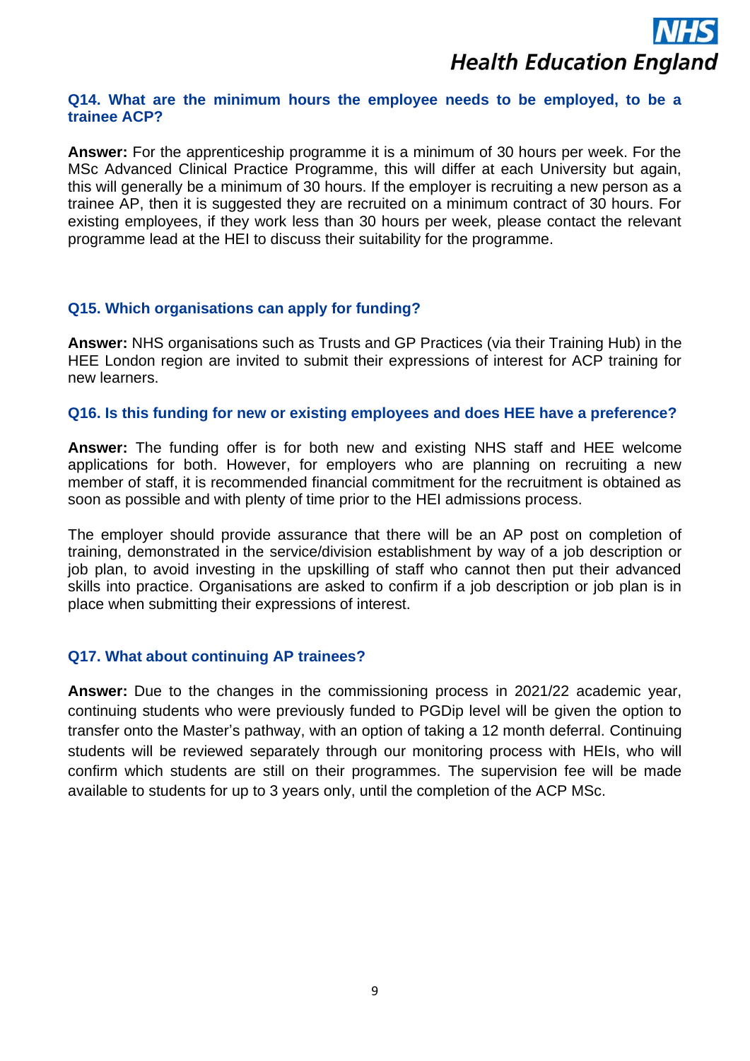### Q14. What are the minimum hours the employee needs to be employed, to be a trainee ACP?

**Answer:** For the apprenticeship programme it is a minimum of 30 hours per week. For the MSc Advanced Clinical Practice Programme, this will differ at each University but again, this will generally be a minimum of 30 hours. If the employer is recruiting a new person as a trainee AP, then it is suggested they are recruited on a minimum contract of 30 hours. For existing employees, if they work less than 30 hours per week, please contact the relevant programme lead at the HEI to discuss their suitability for the programme.

### Q15. Which organisations can apply for funding?

**Answer:** NHS organisations such as Trusts and GP Practices (via their Training Hub) in the HEE London region are invited to submit their expressions of interest for ACP training for new learners.

### Q16. Is this funding for new or existing employees and does HEE have a preference?

**Answer:** The funding offer is for both new and existing NHS staff and HEE welcome applications for both. However, for employers who are planning on recruiting a new member of staff, it is recommended financial commitment for the recruitment is obtained as soon as possible and with plenty of time prior to the HEI admissions process.

The employer should provide assurance that there will be an AP post on completion of training, demonstrated in the service/division establishment by way of a job description or job plan, to avoid investing in the upskilling of staff who cannot then put their advanced skills into practice. Organisations are asked to confirm if a job description or job plan is in place when submitting their expressions of interest.

### Q17. What about continuing AP trainees?

**Answer:** Due to the changes in the commissioning process in 2021/22 academic year, continuing students who were previously funded to PGDip level will be given the option to transfer onto the Master's pathway, with an option of taking a 12 month deferral. Continuing students will be reviewed separately through our monitoring process with HEIs, who will confirm which students are still on their programmes. The supervision fee will be made available to students for up to 3 years only, until the completion of the ACP MSc.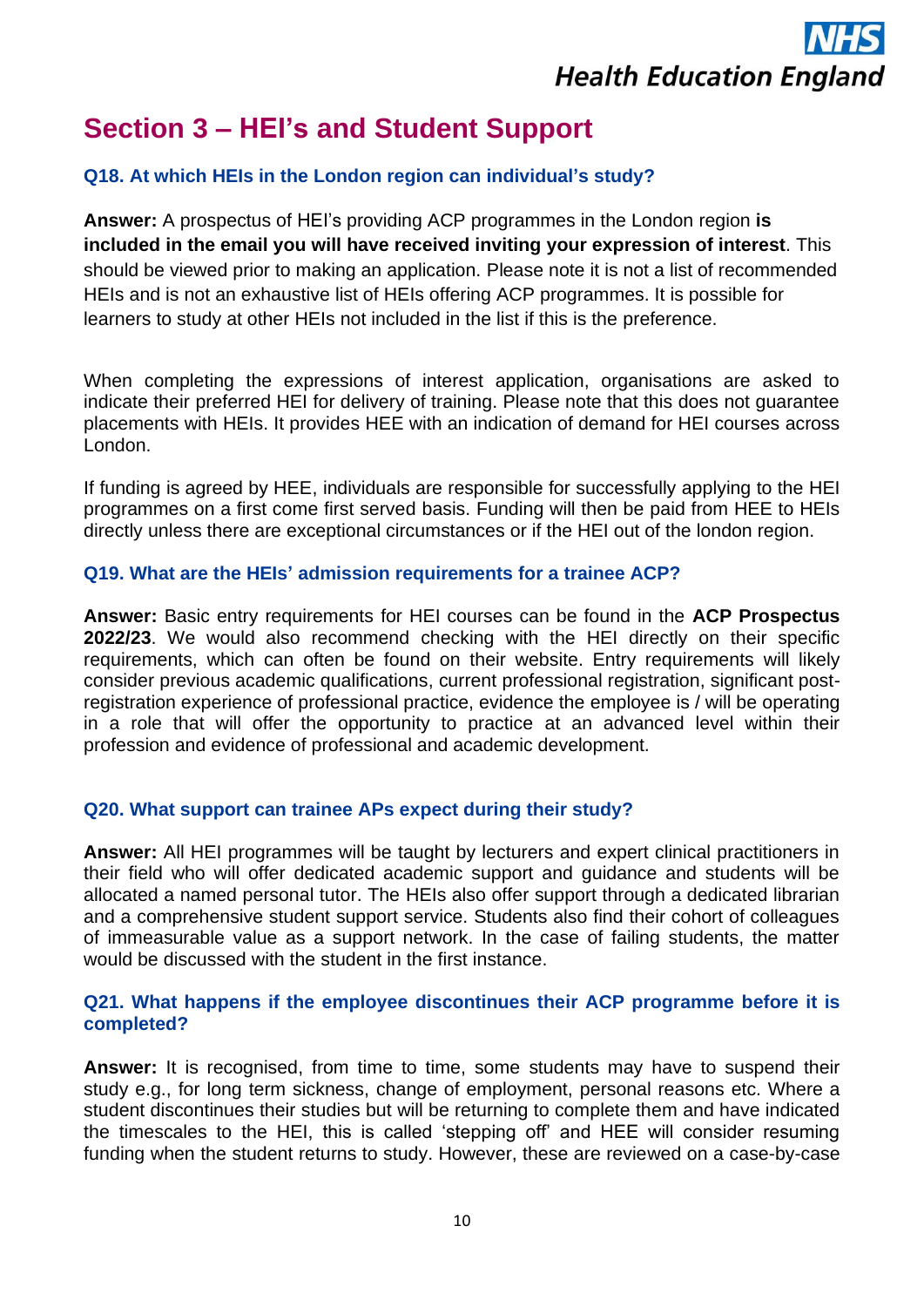## Section 3 – HEI's and Student Support

### Q18. At which HEIs in the London region can individual's study?

**Answer:** A prospectus of HEI's providing ACP programmes in the London region **is included in the email you will have received inviting your expression of interest**. This should be viewed prior to making an application. Please note it is not a list of recommended HEIs and is not an exhaustive list of HEIs offering ACP programmes. It is possible for learners to study at other HEIs not included in the list if this is the preference.

When completing the expressions of interest application, organisations are asked to indicate their preferred HEI for delivery of training. Please note that this does not guarantee placements with HEIs. It provides HEE with an indication of demand for HEI courses across London.

If funding is agreed by HEE, individuals are responsible for successfully applying to the HEI programmes on a first come first served basis. Funding will then be paid from HEE to HEIs directly unless there are exceptional circumstances or if the HEI out of the london region.

### Q19. What are the HEIs' admission requirements for a trainee ACP?

**Answer:** Basic entry requirements for HEI courses can be found in the **ACP Prospectus 2022/23**. We would also recommend checking with the HEI directly on their specific requirements, which can often be found on their website. Entry requirements will likely consider previous academic qualifications, current professional registration, significant post-registration experience of professional practice, evidence the employee is / will be operating in a role that will offer the opportunity to practice at an advanced level within their profession and evidence of professional and academic development.

### Q20. What support can trainee APs expect during their study?

**Answer:** All HEI programmes will be taught by lecturers and expert clinical practitioners in their field who will offer dedicated academic support and guidance and students will be allocated a named personal tutor. The HEIs also offer support through a dedicated librarian and a comprehensive student support service. Students also find their cohort of colleagues of immeasurable value as a support network. In the case of failing students, the matter would be discussed with the student in the first instance.

### Q21. What happens if the employee discontinues their ACP programme before it is completed?

**Answer:** It is recognised, from time to time, some students may have to suspend their study e.g., for long term sickness, change of employment, personal reasons etc. Where a student discontinues their studies but will be returning to complete them and have indicated the timescales to the HEI, this is called 'stepping off' and HEE will consider resuming funding when the student returns to study. However, these are reviewed on a case-by-case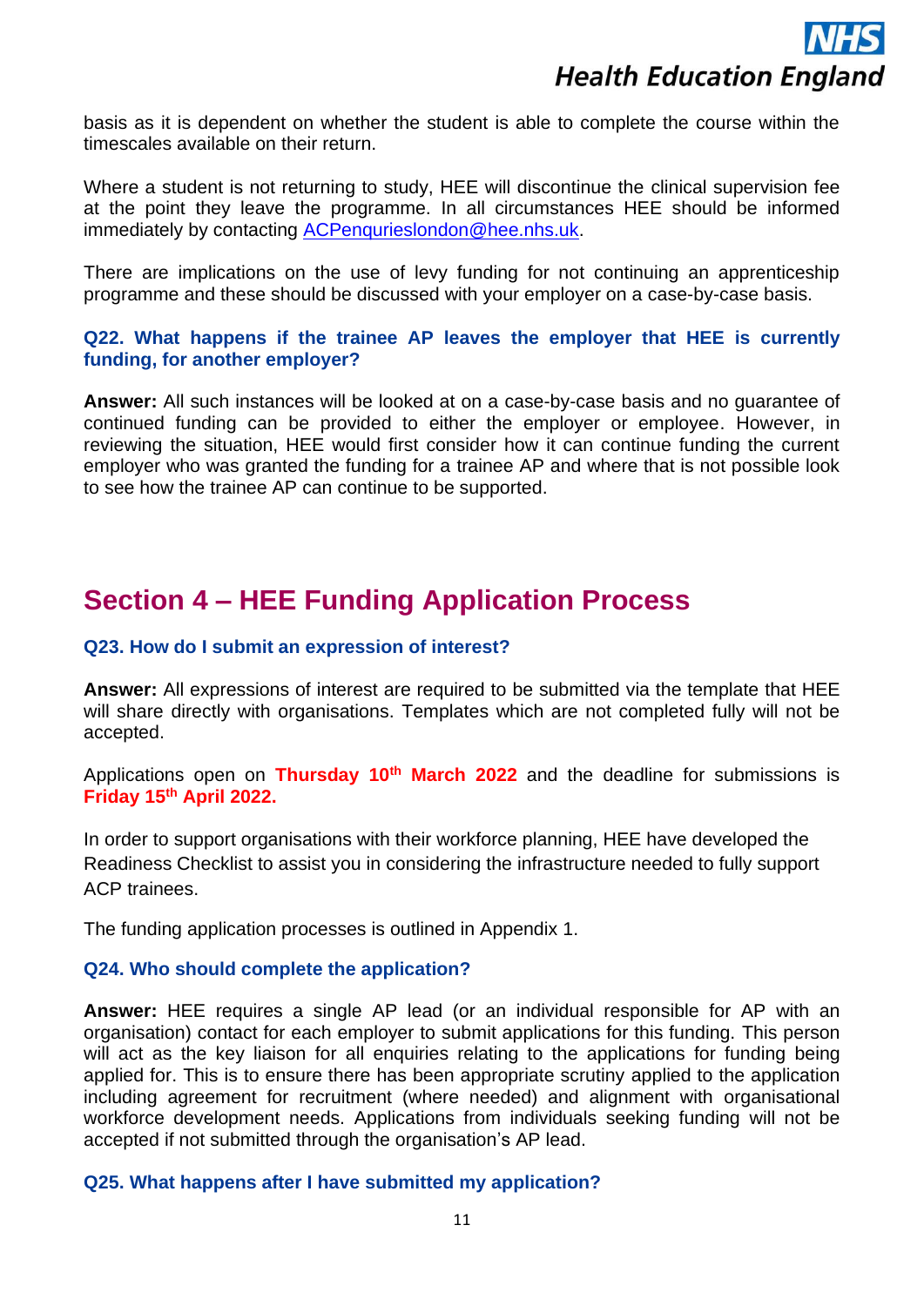basis as it is dependent on whether the student is able to complete the course within the timescales available on their return.

Where a student is not returning to study, HEE will discontinue the clinical supervision fee at the point they leave the programme. In all circumstances HEE should be informed immediately by contacting ACPenquirieslondon@hee.nhs.uk.

There are implications on the use of levy funding for not continuing an apprenticeship programme and these should be discussed with your employer on a case-by-case basis.

### Q22. What happens if the trainee AP leaves the employer that HEE is currently funding, for another employer?

**Answer:** All such instances will be looked at on a case-by-case basis and no guarantee of continued funding can be provided to either the employer or employee. However, in reviewing the situation, HEE would first consider how it can continue funding the current employer who was granted the funding for a trainee AP and where that is not possible look to see how the trainee AP can continue to be supported.

## Section 4 – HEE Funding Application Process

### Q23. How do I submit an expression of interest?

**Answer:** All expressions of interest are required to be submitted via the template that HEE will share directly with organisations. Templates which are not completed fully will not be accepted.

Applications open on **Thursday 10th March 2022** and the deadline for submissions is **Friday 15th April 2022.**

In order to support organisations with their workforce planning, HEE have developed the Readiness Checklist to assist you in considering the infrastructure needed to fully support ACP trainees.

The funding application processes is outlined in Appendix 1.

### Q24. Who should complete the application?

**Answer:** HEE requires a single AP lead (or an individual responsible for AP with an organisation) contact for each employer to submit applications for this funding. This person will act as the key liaison for all enquiries relating to the applications for funding being applied for. This is to ensure there has been appropriate scrutiny applied to the application including agreement for recruitment (where needed) and alignment with organisational workforce development needs. Applications from individuals seeking funding will not be accepted if not submitted through the organisation's AP lead.

### Q25. What happens after I have submitted my application?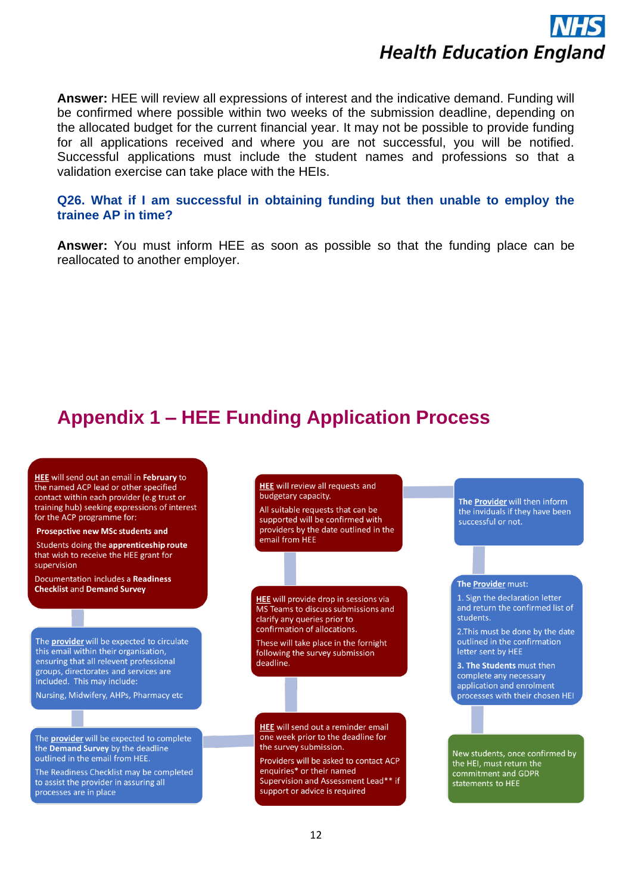**Answer:** HEE will review all expressions of interest and the indicative demand. Funding will be confirmed where possible within two weeks of the submission deadline, depending on the allocated budget for the current financial year. It may not be possible to provide funding for all applications received and where you are not successful, you will be notified. Successful applications must include the student names and professions so that a validation exercise can take place with the HEIs.

### Q26. What if I am successful in obtaining funding but then unable to employ the trainee AP in time?

**Answer:** You must inform HEE as soon as possible so that the funding place can be reallocated to another employer.

## Appendix 1 – HEE Funding Application Process

**HEE** will send out an email in **February** to the named ACP lead or other specified contact within each provider (e.g trust or training hub) seeking expressions of interest for the ACP programme for:

**Prosepctive new MSc students and**

Students doing the **apprenticeship route** that wish to receive the HEE grant for supervision

Documentation includes a **Readiness Checklist** and **Demand Survey**

The **provider** will be expected to circulate this email within their organisation, ensuring that all relevent professional groups, directorates and services are included. This may include:

Nursing, Midwifery, AHPs, Pharmacy etc

The **provider** will be expected to complete the **Demand Survey** by the deadline outlined in the email from HEE.

The Readiness Checklist may be completed to assist the provider in assuring all processes are in place

**HEE** will send out a reminder email one week prior to the deadline for the survey submission.

Providers will be asked to contact ACP enquiries* or their named Supervision and Assessment Lead** if support or advice is required

**HEE** will provide drop in sessions via MS Teams to discuss submissions and clarify any queries prior to confirmation of allocations.

These will take place in the fornight following the survey submission deadline.

**HEE** will review all requests and budgetary capacity.

All suitable requests that can be supported will be confirmed with providers by the date outlined in the email from HEE

The **Provider** will then inform the inviduals if they have been successful or not.

The **Provider** must:

1. Sign the declaration letter and return the confirmed list of students.

2.This must be done by the date outlined in the confirmation letter sent by HEE

**3. The Students** must then complete any necessary application and enrolment processes with their chosen HEI

New students, once confirmed by the HEI, must return the commitment and GDPR statements to HEE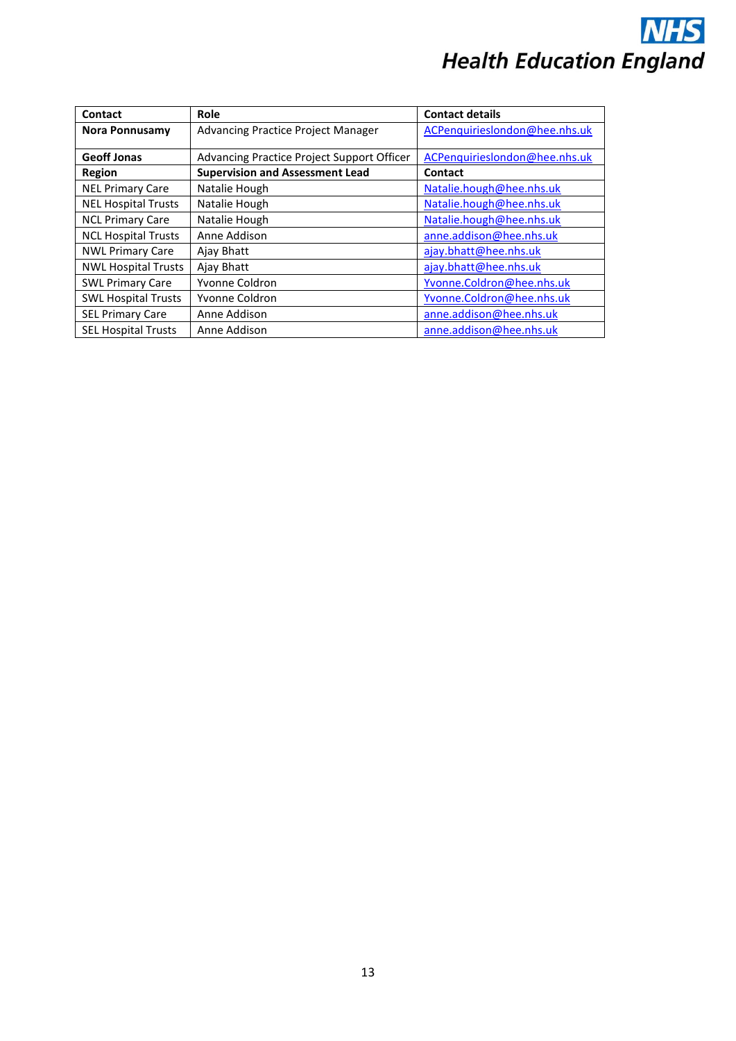| **Contact** | **Role** | **Contact details** |
|---|---|---|
| **Nora Ponnusamy** | Advancing Practice Project Manager | ACPenquirieslondon@hee.nhs.uk |
| **Geoff Jonas** | Advancing Practice Project Support Officer | ACPenquirieslondon@hee.nhs.uk |
| **Region** | **Supervision and Assessment Lead** | **Contact** |
| NEL Primary Care | Natalie Hough | Natalie.hough@hee.nhs.uk |
| NEL Hospital Trusts | Natalie Hough | Natalie.hough@hee.nhs.uk |
| NCL Primary Care | Natalie Hough | Natalie.hough@hee.nhs.uk |
| NCL Hospital Trusts | Anne Addison | anne.addison@hee.nhs.uk |
| NWL Primary Care | Ajay Bhatt | ajay.bhatt@hee.nhs.uk |
| NWL Hospital Trusts | Ajay Bhatt | ajay.bhatt@hee.nhs.uk |
| SWL Primary Care | Yvonne Coldron | Yvonne.Coldron@hee.nhs.uk |
| SWL Hospital Trusts | Yvonne Coldron | Yvonne.Coldron@hee.nhs.uk |
| SEL Primary Care | Anne Addison | anne.addison@hee.nhs.uk |
| SEL Hospital Trusts | Anne Addison | anne.addison@hee.nhs.uk |